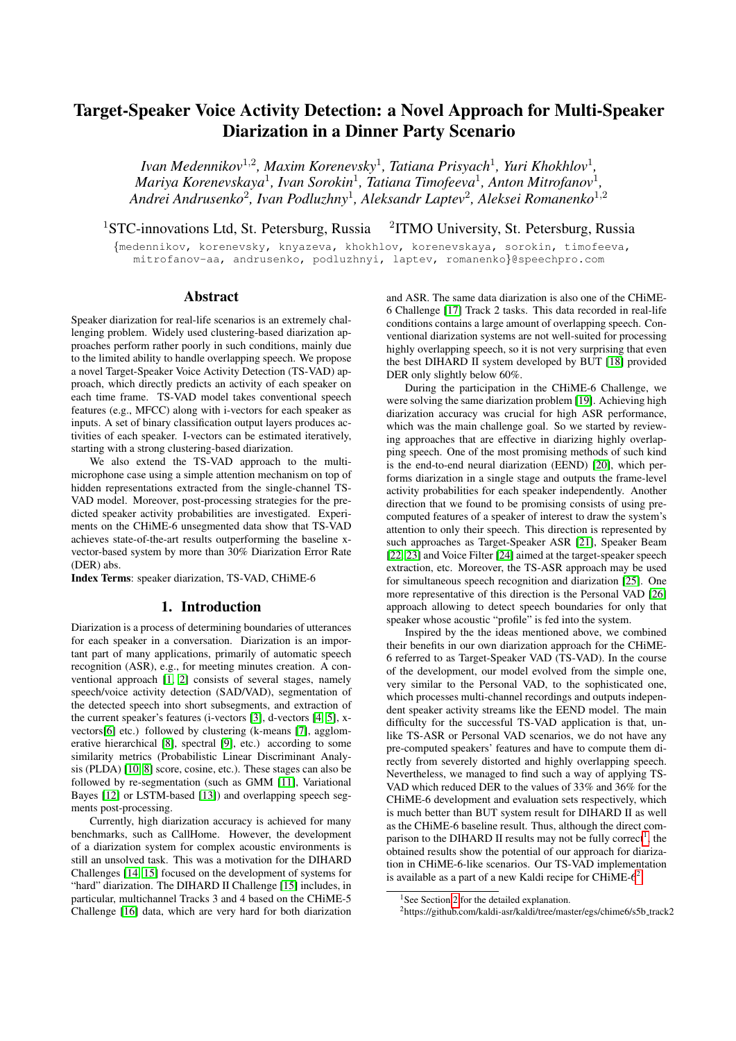# Target-Speaker Voice Activity Detection: a Novel Approach for Multi-Speaker Diarization in a Dinner Party Scenario

*Ivan Medennikov*[1,2], *Maxim Korenevsky*[1], *Tatiana Prisyach*[1], *Yuri Khokhlov*[1], *Mariya Korenevskaya*[1], *Ivan Sorokin*[1], *Tatiana Timofeeva*[1], *Anton Mitrofanov*[1], *Andrei Andrusenko*[2], *Ivan Podluzhny*[1], *Aleksandr Laptev*[2], *Aleksei Romanenko*[1,2]

[1]STC-innovations Ltd, St. Petersburg, Russia [2]ITMO University, St. Petersburg, Russia

{medennikov, korenevsky, knyazeva, khokhlov, korenevskaya, sorokin, timofeeva, mitrofanov-aa, andrusenko, podluzhnyi, laptev, romanenko}@speechpro.com

## Abstract

Speaker diarization for real-life scenarios is an extremely challenging problem. Widely used clustering-based diarization approaches perform rather poorly in such conditions, mainly due to the limited ability to handle overlapping speech. We propose a novel Target-Speaker Voice Activity Detection (TS-VAD) approach, which directly predicts an activity of each speaker on each time frame. TS-VAD model takes conventional speech features (e.g., MFCC) along with i-vectors for each speaker as inputs. A set of binary classification output layers produces activities of each speaker. I-vectors can be estimated iteratively, starting with a strong clustering-based diarization.

We also extend the TS-VAD approach to the multi-microphone case using a simple attention mechanism on top of hidden representations extracted from the single-channel TS-VAD model. Moreover, post-processing strategies for the predicted speaker activity probabilities are investigated. Experiments on the CHiME-6 unsegmented data show that TS-VAD achieves state-of-the-art results outperforming the baseline x-vector-based system by more than 30% Diarization Error Rate (DER) abs.

**Index Terms**: speaker diarization, TS-VAD, CHiME-6

## 1. Introduction

Diarization is a process of determining boundaries of utterances for each speaker in a conversation. Diarization is an important part of many applications, primarily of automatic speech recognition (ASR), e.g., for meeting minutes creation. A conventional approach [1, 2] consists of several stages, namely speech/voice activity detection (SAD/VAD), segmentation of the detected speech into short subsegments, and extraction of the current speaker's features (i-vectors [3], d-vectors [4, 5], x-vectors[6] etc.) followed by clustering (k-means [7], agglomerative hierarchical [8], spectral [9], etc.) according to some similarity metrics (Probabilistic Linear Discriminant Analysis (PLDA) [10, 8] score, cosine, etc.). These stages can also be followed by re-segmentation (such as GMM [11], Variational Bayes [12] or LSTM-based [13]) and overlapping speech segments post-processing.

Currently, high diarization accuracy is achieved for many benchmarks, such as CallHome. However, the development of a diarization system for complex acoustic environments is still an unsolved task. This was a motivation for the DIHARD Challenges [14, 15] focused on the development of systems for "hard" diarization. The DIHARD II Challenge [15] includes, in particular, multichannel Tracks 3 and 4 based on the CHiME-5 Challenge [16] data, which are very hard for both diarization and ASR. The same data diarization is also one of the CHiME-6 Challenge [17] Track 2 tasks. This data recorded in real-life conditions contains a large amount of overlapping speech. Conventional diarization systems are not well-suited for processing highly overlapping speech, so it is not very surprising that even the best DIHARD II system developed by BUT [18] provided DER only slightly below 60%.

During the participation in the CHiME-6 Challenge, we were solving the same diarization problem [19]. Achieving high diarization accuracy was crucial for high ASR performance, which was the main challenge goal. So we started by reviewing approaches that are effective in diarizing highly overlapping speech. One of the most promising methods of such kind is the end-to-end neural diarization (EEND) [20], which performs diarization in a single stage and outputs the frame-level activity probabilities for each speaker independently. Another direction that we found to be promising consists of using precomputed features of a speaker of interest to draw the system's attention to only their speech. This direction is represented by such approaches as Target-Speaker ASR [21], Speaker Beam [22, 23] and Voice Filter [24] aimed at the target-speaker speech extraction, etc. Moreover, the TS-ASR approach may be used for simultaneous speech recognition and diarization [25]. One more representative of this direction is the Personal VAD [26] approach allowing to detect speech boundaries for only that speaker whose acoustic "profile" is fed into the system.

Inspired by the the ideas mentioned above, we combined their benefits in our own diarization approach for the CHiME-6 referred to as Target-Speaker VAD (TS-VAD). In the course of the development, our model evolved from the simple one, very similar to the Personal VAD, to the sophisticated one, which processes multi-channel recordings and outputs independent speaker activity streams like the EEND model. The main difficulty for the successful TS-VAD application is that, unlike TS-ASR or Personal VAD scenarios, we do not have any pre-computed speakers' features and have to compute them directly from severely distorted and highly overlapping speech. Nevertheless, we managed to find such a way of applying TS-VAD which reduced DER to the values of 33% and 36% for the CHiME-6 development and evaluation sets respectively, which is much better than BUT system result for DIHARD II as well as the CHiME-6 baseline result. Thus, although the direct comparison to the DIHARD II results may not be fully correct[1], the obtained results show the potential of our approach for diarization in CHiME-6-like scenarios. Our TS-VAD implementation is available as a part of a new Kaldi recipe for CHiME-6[2].

[1]See Section 2 for the detailed explanation.

[2]https://github.com/kaldi-asr/kaldi/tree/master/egs/chime6/s5b_track2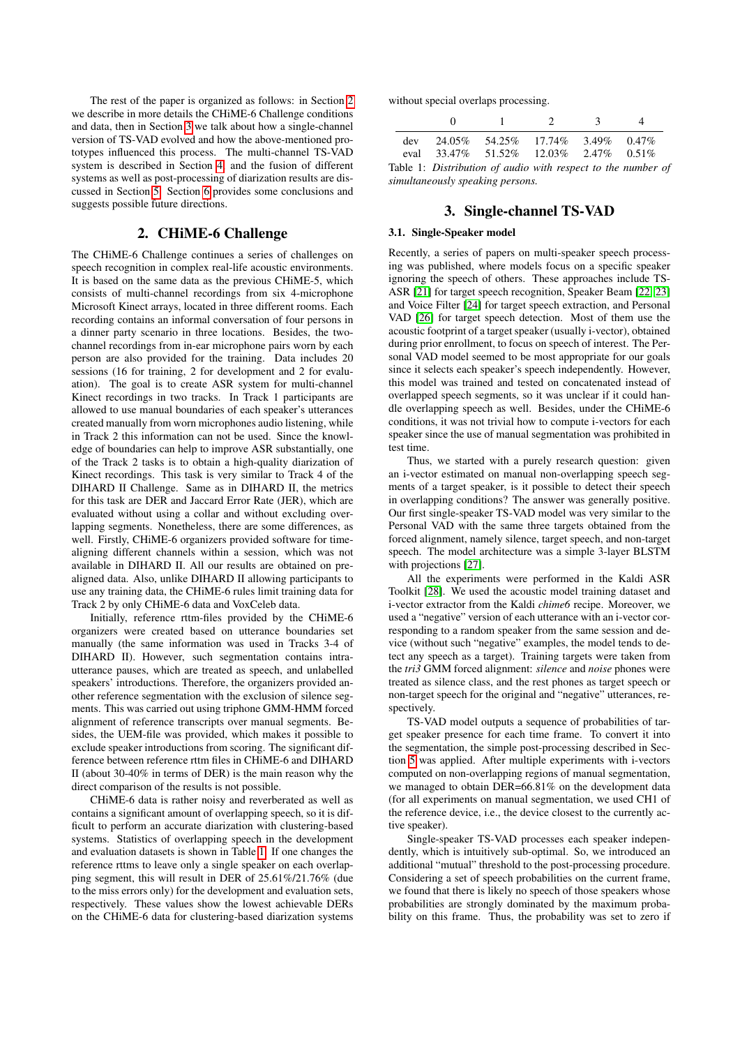The rest of the paper is organized as follows: in Section 2 we describe in more details the CHiME-6 Challenge conditions and data, then in Section 3 we talk about how a single-channel version of TS-VAD evolved and how the above-mentioned prototypes influenced this process. The multi-channel TS-VAD system is described in Section 4, and the fusion of different systems as well as post-processing of diarization results are discussed in Section 5. Section 6 provides some conclusions and suggests possible future directions.

## 2. CHiME-6 Challenge

The CHiME-6 Challenge continues a series of challenges on speech recognition in complex real-life acoustic environments. It is based on the same data as the previous CHiME-5, which consists of multi-channel recordings from six 4-microphone Microsoft Kinect arrays, located in three different rooms. Each recording contains an informal conversation of four persons in a dinner party scenario in three locations. Besides, the two-channel recordings from in-ear microphone pairs worn by each person are also provided for the training. Data includes 20 sessions (16 for training, 2 for development and 2 for evaluation). The goal is to create ASR system for multi-channel Kinect recordings in two tracks. In Track 1 participants are allowed to use manual boundaries of each speaker's utterances created manually from worn microphones audio listening, while in Track 2 this information can not be used. Since the knowledge of boundaries can help to improve ASR substantially, one of the Track 2 tasks is to obtain a high-quality diarization of Kinect recordings. This task is very similar to Track 4 of the DIHARD II Challenge. Same as in DIHARD II, the metrics for this task are DER and Jaccard Error Rate (JER), which are evaluated without using a collar and without excluding overlapping segments. Nonetheless, there are some differences, as well. Firstly, CHiME-6 organizers provided software for time-aligning different channels within a session, which was not available in DIHARD II. All our results are obtained on pre-aligned data. Also, unlike DIHARD II allowing participants to use any training data, the CHiME-6 rules limit training data for Track 2 by only CHiME-6 data and VoxCeleb data.

Initially, reference rttm-files provided by the CHiME-6 organizers were created based on utterance boundaries set manually (the same information was used in Tracks 3-4 of DIHARD II). However, such segmentation contains intra-utterance pauses, which are treated as speech, and unlabelled speakers' introductions. Therefore, the organizers provided another reference segmentation with the exclusion of silence segments. This was carried out using triphone GMM-HMM forced alignment of reference transcripts over manual segments. Besides, the UEM-file was provided, which makes it possible to exclude speaker introductions from scoring. The significant difference between reference rttm files in CHiME-6 and DIHARD II (about 30-40% in terms of DER) is the main reason why the direct comparison of the results is not possible.

CHiME-6 data is rather noisy and reverberated as well as contains a significant amount of overlapping speech, so it is difficult to perform an accurate diarization with clustering-based systems. Statistics of overlapping speech in the development and evaluation datasets is shown in Table 1. If one changes the reference rttms to leave only a single speaker on each overlapping segment, this will result in DER of 25.61%/21.76% (due to the miss errors only) for the development and evaluation sets, respectively. These values show the lowest achievable DERs on the CHiME-6 data for clustering-based diarization systems without special overlaps processing.

| | 0 | 1 | 2 | 3 | 4 |
|---|---|---|---|---|---|
| dev | 24.05% | 54.25% | 17.74% | 3.49% | 0.47% |
| eval | 33.47% | 51.52% | 12.03% | 2.47% | 0.51% |

Table 1: *Distribution of audio with respect to the number of simultaneously speaking persons.*

## 3. Single-channel TS-VAD

### 3.1. Single-Speaker model

Recently, a series of papers on multi-speaker speech processing was published, where models focus on a specific speaker ignoring the speech of others. These approaches include TS-ASR [21] for target speech recognition, Speaker Beam [22, 23] and Voice Filter [24] for target speech extraction, and Personal VAD [26] for target speech detection. Most of them use the acoustic footprint of a target speaker (usually i-vector), obtained during prior enrollment, to focus on speech of interest. The Personal VAD model seemed to be most appropriate for our goals since it selects each speaker's speech independently. However, this model was trained and tested on concatenated instead of overlapped speech segments, so it was unclear if it could handle overlapping speech as well. Besides, under the CHiME-6 conditions, it was not trivial how to compute i-vectors for each speaker since the use of manual segmentation was prohibited in test time.

Thus, we started with a purely research question: given an i-vector estimated on manual non-overlapping speech segments of a target speaker, is it possible to detect their speech in overlapping conditions? The answer was generally positive. Our first single-speaker TS-VAD model was very similar to the Personal VAD with the same three targets obtained from the forced alignment, namely silence, target speech, and non-target speech. The model architecture was a simple 3-layer BLSTM with projections [27].

All the experiments were performed in the Kaldi ASR Toolkit [28]. We used the acoustic model training dataset and i-vector extractor from the Kaldi *chime6* recipe. Moreover, we used a "negative" version of each utterance with an i-vector corresponding to a random speaker from the same session and device (without such "negative" examples, the model tends to detect any speech as a target). Training targets were taken from the *tri3* GMM forced alignment: *silence* and *noise* phones were treated as silence class, and the rest phones as target speech or non-target speech for the original and "negative" utterances, respectively.

TS-VAD model outputs a sequence of probabilities of target speaker presence for each time frame. To convert it into the segmentation, the simple post-processing described in Section 5 was applied. After multiple experiments with i-vectors computed on non-overlapping regions of manual segmentation, we managed to obtain DER=66.81% on the development data (for all experiments on manual segmentation, we used CH1 of the reference device, i.e., the device closest to the currently active speaker).

Single-speaker TS-VAD processes each speaker independently, which is intuitively sub-optimal. So, we introduced an additional "mutual" threshold to the post-processing procedure. Considering a set of speech probabilities on the current frame, we found that there is likely no speech of those speakers whose probabilities are strongly dominated by the maximum probability on this frame. Thus, the probability was set to zero if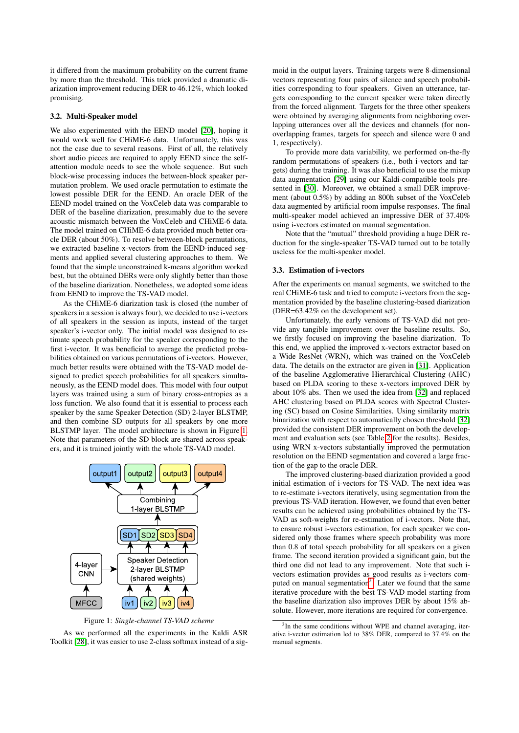it differed from the maximum probability on the current frame by more than the threshold. This trick provided a dramatic diarization improvement reducing DER to 46.12%, which looked promising.

### 3.2. Multi-Speaker model

We also experimented with the EEND model [20], hoping it would work well for CHiME-6 data. Unfortunately, this was not the case due to several reasons. First of all, the relatively short audio pieces are required to apply EEND since the self-attention module needs to see the whole sequence. But such block-wise processing induces the between-block speaker permutation problem. We used oracle permutation to estimate the lowest possible DER for the EEND. An oracle DER of the EEND model trained on the VoxCeleb data was comparable to DER of the baseline diarization, presumably due to the severe acoustic mismatch between the VoxCeleb and CHiME-6 data. The model trained on CHiME-6 data provided much better oracle DER (about 50%). To resolve between-block permutations, we extracted baseline x-vectors from the EEND-induced segments and applied several clustering approaches to them. We found that the simple unconstrained k-means algorithm worked best, but the obtained DERs were only slightly better than those of the baseline diarization. Nonetheless, we adopted some ideas from EEND to improve the TS-VAD model.

As the CHiME-6 diarization task is closed (the number of speakers in a session is always four), we decided to use i-vectors of all speakers in the session as inputs, instead of the target speaker's i-vector only. The initial model was designed to estimate speech probability for the speaker corresponding to the first i-vector. It was beneficial to average the predicted probabilities obtained on various permutations of i-vectors. However, much better results were obtained with the TS-VAD model designed to predict speech probabilities for all speakers simultaneously, as the EEND model does. This model with four output layers was trained using a sum of binary cross-entropies as a loss function. We also found that it is essential to process each speaker by the same Speaker Detection (SD) 2-layer BLSTMP, and then combine SD outputs for all speakers by one more BLSTMP layer. The model architecture is shown in Figure 1. Note that parameters of the SD block are shared across speakers, and it is trained jointly with the whole TS-VAD model.

Figure 1: *Single-channel TS-VAD scheme*

As we performed all the experiments in the Kaldi ASR Toolkit [28], it was easier to use 2-class softmax instead of a sigmoid in the output layers. Training targets were 8-dimensional vectors representing four pairs of silence and speech probabilities corresponding to four speakers. Given an utterance, targets corresponding to the current speaker were taken directly from the forced alignment. Targets for the three other speakers were obtained by averaging alignments from neighboring overlapping utterances over all the devices and channels (for non-overlapping frames, targets for speech and silence were 0 and 1, respectively).

To provide more data variability, we performed on-the-fly random permutations of speakers (i.e., both i-vectors and targets) during the training. It was also beneficial to use the mixup data augmentation [29] using our Kaldi-compatible tools presented in [30]. Moreover, we obtained a small DER improvement (about 0.5%) by adding an 800h subset of the VoxCeleb data augmented by artificial room impulse responses. The final multi-speaker model achieved an impressive DER of 37.40% using i-vectors estimated on manual segmentation.

Note that the "mutual" threshold providing a huge DER reduction for the single-speaker TS-VAD turned out to be totally useless for the multi-speaker model.

### 3.3. Estimation of i-vectors

After the experiments on manual segments, we switched to the real CHiME-6 task and tried to compute i-vectors from the segmentation provided by the baseline clustering-based diarization (DER=63.42% on the development set).

Unfortunately, the early versions of TS-VAD did not provide any tangible improvement over the baseline results. So, we firstly focused on improving the baseline diarization. To this end, we applied the improved x-vectors extractor based on a Wide ResNet (WRN), which was trained on the VoxCeleb data. The details on the extractor are given in [31]. Application of the baseline Agglomerative Hierarchical Clustering (AHC) based on PLDA scoring to these x-vectors improved DER by about 10% abs. Then we used the idea from [32] and replaced AHC clustering based on PLDA scores with Spectral Clustering (SC) based on Cosine Similarities. Using similarity matrix binarization with respect to automatically chosen threshold [32] provided the consistent DER improvement on both the development and evaluation sets (see Table 2 for the results). Besides, using WRN x-vectors substantially improved the permutation resolution on the EEND segmentation and covered a large fraction of the gap to the oracle DER.

The improved clustering-based diarization provided a good initial estimation of i-vectors for TS-VAD. The next idea was to re-estimate i-vectors iteratively, using segmentation from the previous TS-VAD iteration. However, we found that even better results can be achieved using probabilities obtained by the TS-VAD as soft-weights for re-estimation of i-vectors. Note that, to ensure robust i-vectors estimation, for each speaker we considered only those frames where speech probability was more than 0.8 of total speech probability for all speakers on a given frame. The second iteration provided a significant gain, but the third one did not lead to any improvement. Note that such i-vectors estimation provides as good results as i-vectors computed on manual segmentation[3]. Later we found that the same iterative procedure with the best TS-VAD model starting from the baseline diarization also improves DER by about 15% absolute. However, more iterations are required for convergence.

[3] In the same conditions without WPE and channel averaging, iterative i-vector estimation led to 38% DER, compared to 37.4% on the manual segments.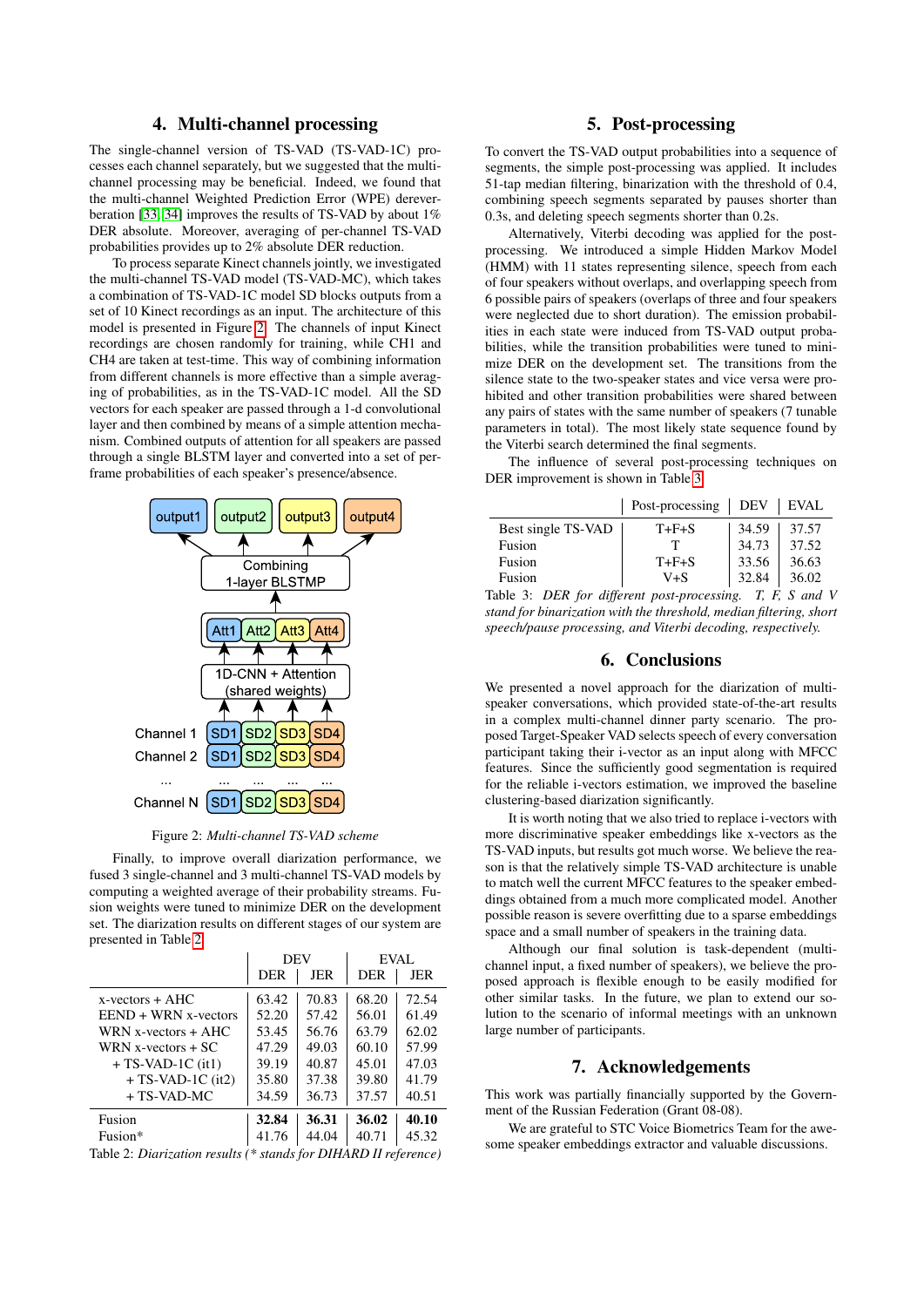## 4. Multi-channel processing

The single-channel version of TS-VAD (TS-VAD-1C) processes each channel separately, but we suggested that the multi-channel processing may be beneficial. Indeed, we found that the multi-channel Weighted Prediction Error (WPE) dereverberation [33, 34] improves the results of TS-VAD by about 1% DER absolute. Moreover, averaging of per-channel TS-VAD probabilities provides up to 2% absolute DER reduction.

To process separate Kinect channels jointly, we investigated the multi-channel TS-VAD model (TS-VAD-MC), which takes a combination of TS-VAD-1C model SD blocks outputs from a set of 10 Kinect recordings as an input. The architecture of this model is presented in Figure 2. The channels of input Kinect recordings are chosen randomly for training, while CH1 and CH4 are taken at test-time. This way of combining information from different channels is more effective than a simple averaging of probabilities, as in the TS-VAD-1C model. All the SD vectors for each speaker are passed through a 1-d convolutional layer and then combined by means of a simple attention mechanism. Combined outputs of attention for all speakers are passed through a single BLSTM layer and converted into a set of per-frame probabilities of each speaker's presence/absence.

Figure 2: *Multi-channel TS-VAD scheme*

Finally, to improve overall diarization performance, we fused 3 single-channel and 3 multi-channel TS-VAD models by computing a weighted average of their probability streams. Fusion weights were tuned to minimize DER on the development set. The diarization results on different stages of our system are presented in Table 2.

| | DEV | | EVAL | |
|---|---|---|---|---|
| | DER | JER | DER | JER |
| x-vectors + AHC | 63.42 | 70.83 | 68.20 | 72.54 |
| EEND + WRN x-vectors | 52.20 | 57.42 | 56.01 | 61.49 |
| WRN x-vectors + AHC | 53.45 | 56.76 | 63.79 | 62.02 |
| WRN x-vectors + SC | 47.29 | 49.03 | 60.10 | 57.99 |
| + TS-VAD-1C (it1) | 39.19 | 40.87 | 45.01 | 47.03 |
| + TS-VAD-1C (it2) | 35.80 | 37.38 | 39.80 | 41.79 |
| + TS-VAD-MC | 34.59 | 36.73 | 37.57 | 40.51 |
| Fusion | **32.84** | **36.31** | **36.02** | **40.10** |
| Fusion* | 41.76 | 44.04 | 40.71 | 45.32 |

Table 2: *Diarization results (* stands for DIHARD II reference)*

## 5. Post-processing

To convert the TS-VAD output probabilities into a sequence of segments, the simple post-processing was applied. It includes 51-tap median filtering, binarization with the threshold of 0.4, combining speech segments separated by pauses shorter than 0.3s, and deleting speech segments shorter than 0.2s.

Alternatively, Viterbi decoding was applied for the post-processing. We introduced a simple Hidden Markov Model (HMM) with 11 states representing silence, speech from each of four speakers without overlaps, and overlapping speech from 6 possible pairs of speakers (overlaps of three and four speakers were neglected due to short duration). The emission probabilities in each state were induced from TS-VAD output probabilities, while the transition probabilities were tuned to minimize DER on the development set. The transitions from the silence state to the two-speaker states and vice versa were prohibited and other transition probabilities were shared between any pairs of states with the same number of speakers (7 tunable parameters in total). The most likely state sequence found by the Viterbi search determined the final segments.

The influence of several post-processing techniques on DER improvement is shown in Table 3.

| | Post-processing | DEV | EVAL |
|---|---|---|---|
| Best single TS-VAD | T+F+S | 34.59 | 37.57 |
| Fusion | T | 34.73 | 37.52 |
| Fusion | T+F+S | 33.56 | 36.63 |
| Fusion | V+S | 32.84 | 36.02 |

Table 3: *DER for different post-processing. T, F, S and V stand for binarization with the threshold, median filtering, short speech/pause processing, and Viterbi decoding, respectively.*

## 6. Conclusions

We presented a novel approach for the diarization of multi-speaker conversations, which provided state-of-the-art results in a complex multi-channel dinner party scenario. The proposed Target-Speaker VAD selects speech of every conversation participant taking their i-vector as an input along with MFCC features. Since the sufficiently good segmentation is required for the reliable i-vectors estimation, we improved the baseline clustering-based diarization significantly.

It is worth noting that we also tried to replace i-vectors with more discriminative speaker embeddings like x-vectors as the TS-VAD inputs, but results got much worse. We believe the reason is that the relatively simple TS-VAD architecture is unable to match well the current MFCC features to the speaker embeddings obtained from a much more complicated model. Another possible reason is severe overfitting due to a sparse embeddings space and a small number of speakers in the training data.

Although our final solution is task-dependent (multi-channel input, a fixed number of speakers), we believe the proposed approach is flexible enough to be easily modified for other similar tasks. In the future, we plan to extend our solution to the scenario of informal meetings with an unknown large number of participants.

## 7. Acknowledgements

This work was partially financially supported by the Government of the Russian Federation (Grant 08-08).

We are grateful to STC Voice Biometrics Team for the awesome speaker embeddings extractor and valuable discussions.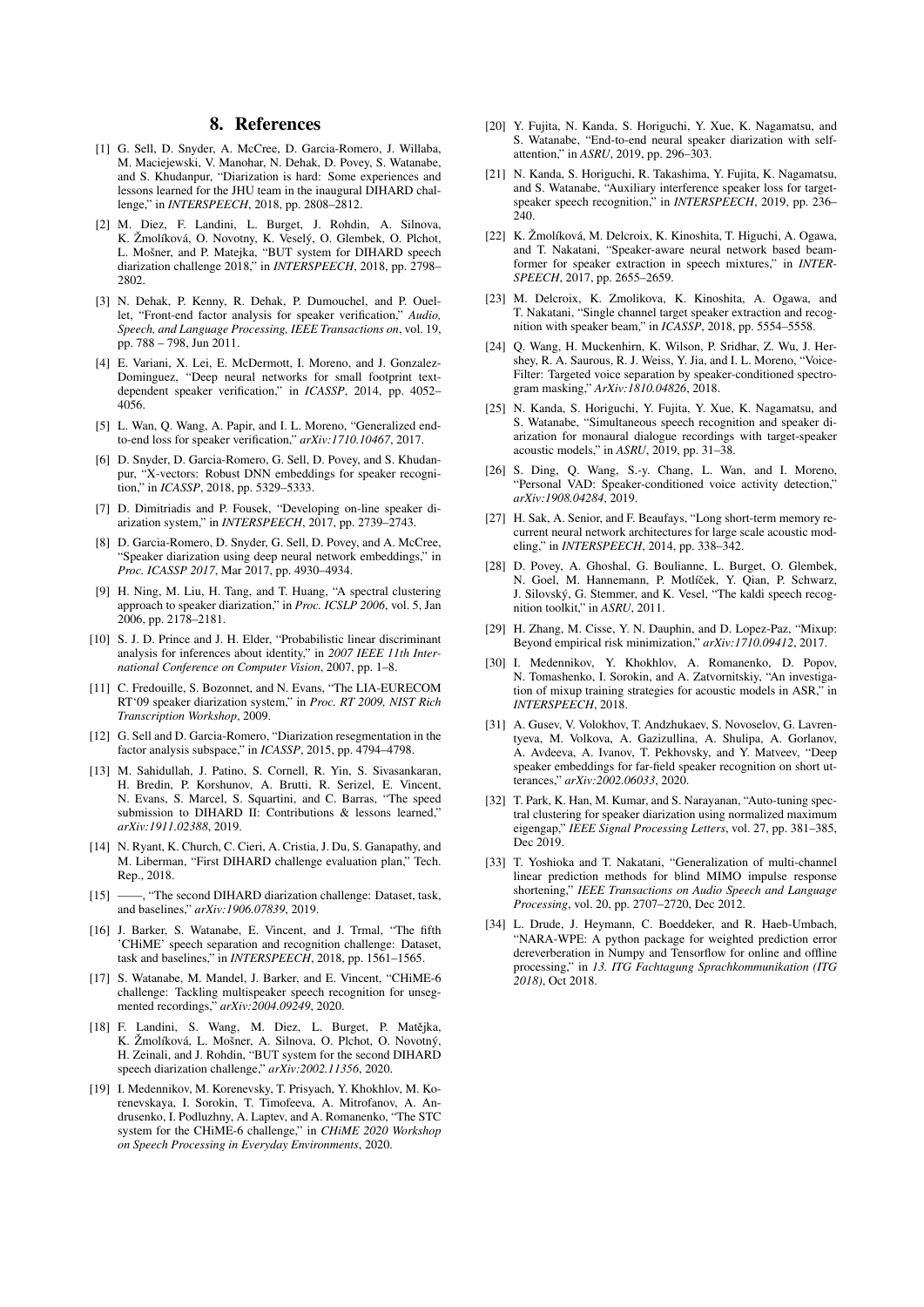## 8. References

[1] G. Sell, D. Snyder, A. McCree, D. Garcia-Romero, J. Willaba, M. Maciejewski, V. Manohar, N. Dehak, D. Povey, S. Watanabe, and S. Khudanpur, "Diarization is hard: Some experiences and lessons learned for the JHU team in the inaugural DIHARD challenge," in *INTERSPEECH*, 2018, pp. 2808–2812.

[2] M. Diez, F. Landini, L. Burget, J. Rohdin, A. Silnova, K. Žmolíková, O. Novotny, K. Veselý, O. Glembek, O. Plchot, L. Mošner, and P. Matejka, "BUT system for DIHARD speech diarization challenge 2018," in *INTERSPEECH*, 2018, pp. 2798–2802.

[3] N. Dehak, P. Kenny, R. Dehak, P. Dumouchel, and P. Ouellet, "Front-end factor analysis for speaker verification," *Audio, Speech, and Language Processing, IEEE Transactions on*, vol. 19, pp. 788 – 798, Jun 2011.

[4] E. Variani, X. Lei, E. McDermott, I. Moreno, and J. Gonzalez-Dominguez, "Deep neural networks for small footprint text-dependent speaker verification," in *ICASSP*, 2014, pp. 4052–4056.

[5] L. Wan, Q. Wang, A. Papir, and I. L. Moreno, "Generalized end-to-end loss for speaker verification," *arXiv:1710.10467*, 2017.

[6] D. Snyder, D. Garcia-Romero, G. Sell, D. Povey, and S. Khudanpur, "X-vectors: Robust DNN embeddings for speaker recognition," in *ICASSP*, 2018, pp. 5329–5333.

[7] D. Dimitriadis and P. Fousek, "Developing on-line speaker diarization system," in *INTERSPEECH*, 2017, pp. 2739–2743.

[8] D. Garcia-Romero, D. Snyder, G. Sell, D. Povey, and A. McCree, "Speaker diarization using deep neural network embeddings," in *Proc. ICASSP 2017*, Mar 2017, pp. 4930–4934.

[9] H. Ning, M. Liu, H. Tang, and T. Huang, "A spectral clustering approach to speaker diarization," in *Proc. ICSLP 2006*, vol. 5, Jan 2006, pp. 2178–2181.

[10] S. J. D. Prince and J. H. Elder, "Probabilistic linear discriminant analysis for inferences about identity," in *2007 IEEE 11th International Conference on Computer Vision*, 2007, pp. 1–8.

[11] C. Fredouille, S. Bozonnet, and N. Evans, "The LIA-EURECOM RT'09 speaker diarization system," in *Proc. RT 2009, NIST Rich Transcription Workshop*, 2009.

[12] G. Sell and D. Garcia-Romero, "Diarization resegmentation in the factor analysis subspace," in *ICASSP*, 2015, pp. 4794–4798.

[13] M. Sahidullah, J. Patino, S. Cornell, R. Yin, S. Sivasankaran, H. Bredin, P. Korshunov, A. Brutti, R. Serizel, E. Vincent, N. Evans, S. Marcel, S. Squartini, and C. Barras, "The speed submission to DIHARD II: Contributions & lessons learned," *arXiv:1911.02388*, 2019.

[14] N. Ryant, K. Church, C. Cieri, A. Cristia, J. Du, S. Ganapathy, and M. Liberman, "First DIHARD challenge evaluation plan," Tech. Rep., 2018.

[15] ——, "The second DIHARD diarization challenge: Dataset, task, and baselines," *arXiv:1906.07839*, 2019.

[16] J. Barker, S. Watanabe, E. Vincent, and J. Trmal, "The fifth 'CHiME' speech separation and recognition challenge: Dataset, task and baselines," in *INTERSPEECH*, 2018, pp. 1561–1565.

[17] S. Watanabe, M. Mandel, J. Barker, and E. Vincent, "CHiME-6 challenge: Tackling multispeaker speech recognition for unsegmented recordings," *arXiv:2004.09249*, 2020.

[18] F. Landini, S. Wang, M. Diez, L. Burget, P. Matějka, K. Žmolíková, L. Mošner, A. Silnova, O. Plchot, O. Novotný, H. Zeinali, and J. Rohdin, "BUT system for the second DIHARD speech diarization challenge," *arXiv:2002.11356*, 2020.

[19] I. Medennikov, M. Korenevsky, T. Prisyach, Y. Khokhlov, M. Korenevskaya, I. Sorokin, T. Timofeeva, A. Mitrofanov, A. Andrusenko, I. Podluzhny, A. Laptev, and A. Romanenko, "The STC system for the CHiME-6 challenge," in *CHiME 2020 Workshop on Speech Processing in Everyday Environments*, 2020.

[20] Y. Fujita, N. Kanda, S. Horiguchi, Y. Xue, K. Nagamatsu, and S. Watanabe, "End-to-end neural speaker diarization with self-attention," in *ASRU*, 2019, pp. 296–303.

[21] N. Kanda, S. Horiguchi, R. Takashima, Y. Fujita, K. Nagamatsu, and S. Watanabe, "Auxiliary interference speaker loss for target-speaker speech recognition," in *INTERSPEECH*, 2019, pp. 236–240.

[22] K. Žmolíková, M. Delcroix, K. Kinoshita, T. Higuchi, A. Ogawa, and T. Nakatani, "Speaker-aware neural network based beamformer for speaker extraction in speech mixtures," in *INTERSPEECH*, 2017, pp. 2655–2659.

[23] M. Delcroix, K. Zmolikova, K. Kinoshita, A. Ogawa, and T. Nakatani, "Single channel target speaker extraction and recognition with speaker beam," in *ICASSP*, 2018, pp. 5554–5558.

[24] Q. Wang, H. Muckenhirn, K. Wilson, P. Sridhar, Z. Wu, J. Hershey, R. A. Saurous, R. J. Weiss, Y. Jia, and I. L. Moreno, "VoiceFilter: Targeted voice separation by speaker-conditioned spectrogram masking," *ArXiv:1810.04826*, 2018.

[25] N. Kanda, S. Horiguchi, Y. Fujita, Y. Xue, K. Nagamatsu, and S. Watanabe, "Simultaneous speech recognition and speaker diarization for monaural dialogue recordings with target-speaker acoustic models," in *ASRU*, 2019, pp. 31–38.

[26] S. Ding, Q. Wang, S.-y. Chang, L. Wan, and I. Moreno, "Personal VAD: Speaker-conditioned voice activity detection," *arXiv:1908.04284*, 2019.

[27] H. Sak, A. Senior, and F. Beaufays, "Long short-term memory recurrent neural network architectures for large scale acoustic modeling," in *INTERSPEECH*, 2014, pp. 338–342.

[28] D. Povey, A. Ghoshal, G. Boulianne, L. Burget, O. Glembek, N. Goel, M. Hannemann, P. Motlíček, Y. Qian, P. Schwarz, J. Silovský, G. Stemmer, and K. Vesel, "The kaldi speech recognition toolkit," in *ASRU*, 2011.

[29] H. Zhang, M. Cisse, Y. N. Dauphin, and D. Lopez-Paz, "Mixup: Beyond empirical risk minimization," *arXiv:1710.09412*, 2017.

[30] I. Medennikov, Y. Khokhlov, A. Romanenko, D. Popov, N. Tomashenko, I. Sorokin, and A. Zatvornitskiy, "An investigation of mixup training strategies for acoustic models in ASR," in *INTERSPEECH*, 2018.

[31] A. Gusev, V. Volokhov, T. Andzhukaev, S. Novoselov, G. Lavrentyeva, M. Volkova, A. Gazizullina, A. Shulipa, A. Gorlanov, A. Avdeeva, A. Ivanov, T. Pekhovsky, and Y. Matveev, "Deep speaker embeddings for far-field speaker recognition on short utterances," *arXiv:2002.06033*, 2020.

[32] T. Park, K. Han, M. Kumar, and S. Narayanan, "Auto-tuning spectral clustering for speaker diarization using normalized maximum eigengap," *IEEE Signal Processing Letters*, vol. 27, pp. 381–385, Dec 2019.

[33] T. Yoshioka and T. Nakatani, "Generalization of multi-channel linear prediction methods for blind MIMO impulse response shortening," *IEEE Transactions on Audio Speech and Language Processing*, vol. 20, pp. 2707–2720, Dec 2012.

[34] L. Drude, J. Heymann, C. Boeddeker, and R. Haeb-Umbach, "NARA-WPE: A python package for weighted prediction error dereverberation in Numpy and Tensorflow for online and offline processing," in *13. ITG Fachtagung Sprachkommunikation (ITG 2018)*, Oct 2018.